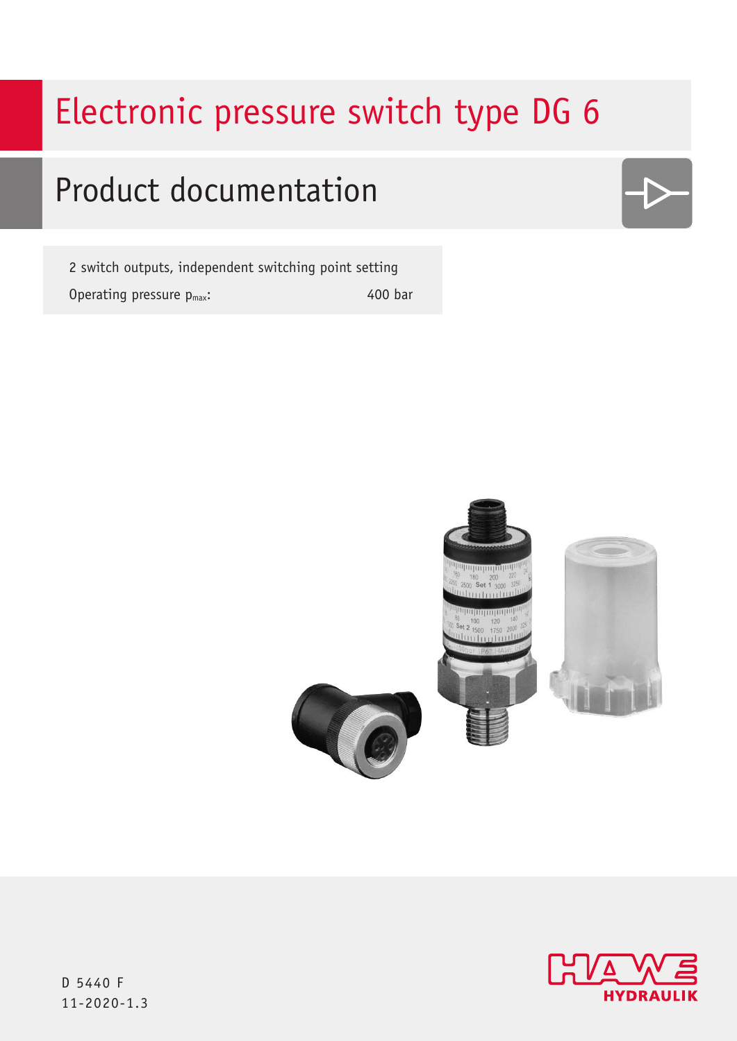# Electronic pressure switch type DG 6

## Product documentation

2 switch outputs, independent switching point setting

Operating pressure $p_{max}$: 400 bar

D 5440 F
11-2020-1.3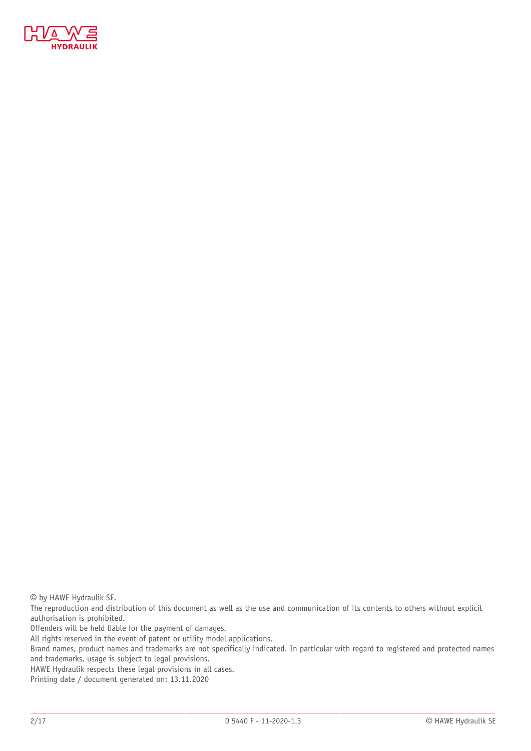© by HAWE Hydraulik SE.

The reproduction and distribution of this document as well as the use and communication of its contents to others without explicit authorisation is prohibited.

Offenders will be held liable for the payment of damages.

All rights reserved in the event of patent or utility model applications.

Brand names, product names and trademarks are not specifically indicated. In particular with regard to registered and protected names and trademarks, usage is subject to legal provisions.

HAWE Hydraulik respects these legal provisions in all cases.

Printing date / document generated on: 13.11.2020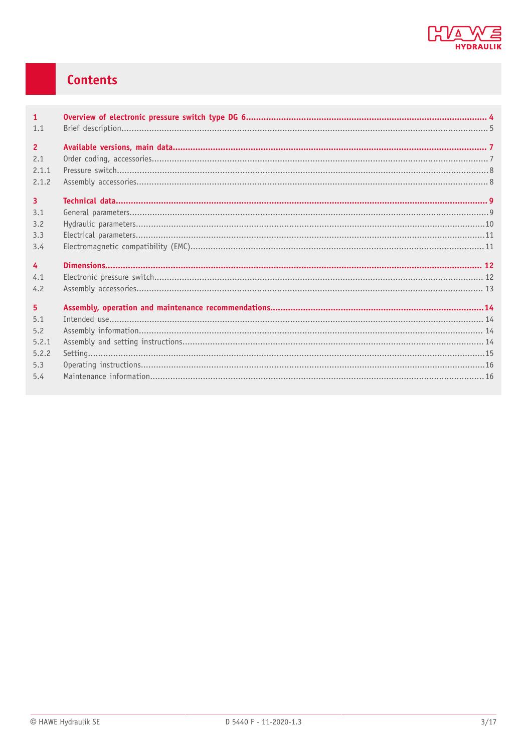# Contents

| | | |
|---|---|---|
| **1** | **Overview of electronic pressure switch type DG 6** | **4** |
| 1.1 | Brief description | 5 |
| **2** | **Available versions, main data** | **7** |
| 2.1 | Order coding, accessories | 7 |
| 2.1.1 | Pressure switch | 8 |
| 2.1.2 | Assembly accessories | 8 |
| **3** | **Technical data** | **9** |
| 3.1 | General parameters | 9 |
| 3.2 | Hydraulic parameters | 10 |
| 3.3 | Electrical parameters | 11 |
| 3.4 | Electromagnetic compatibility (EMC) | 11 |
| **4** | **Dimensions** | **12** |
| 4.1 | Electronic pressure switch | 12 |
| 4.2 | Assembly accessories | 13 |
| **5** | **Assembly, operation and maintenance recommendations** | **14** |
| 5.1 | Intended use | 14 |
| 5.2 | Assembly information | 14 |
| 5.2.1 | Assembly and setting instructions | 14 |
| 5.2.2 | Setting | 15 |
| 5.3 | Operating instructions | 16 |
| 5.4 | Maintenance information | 16 |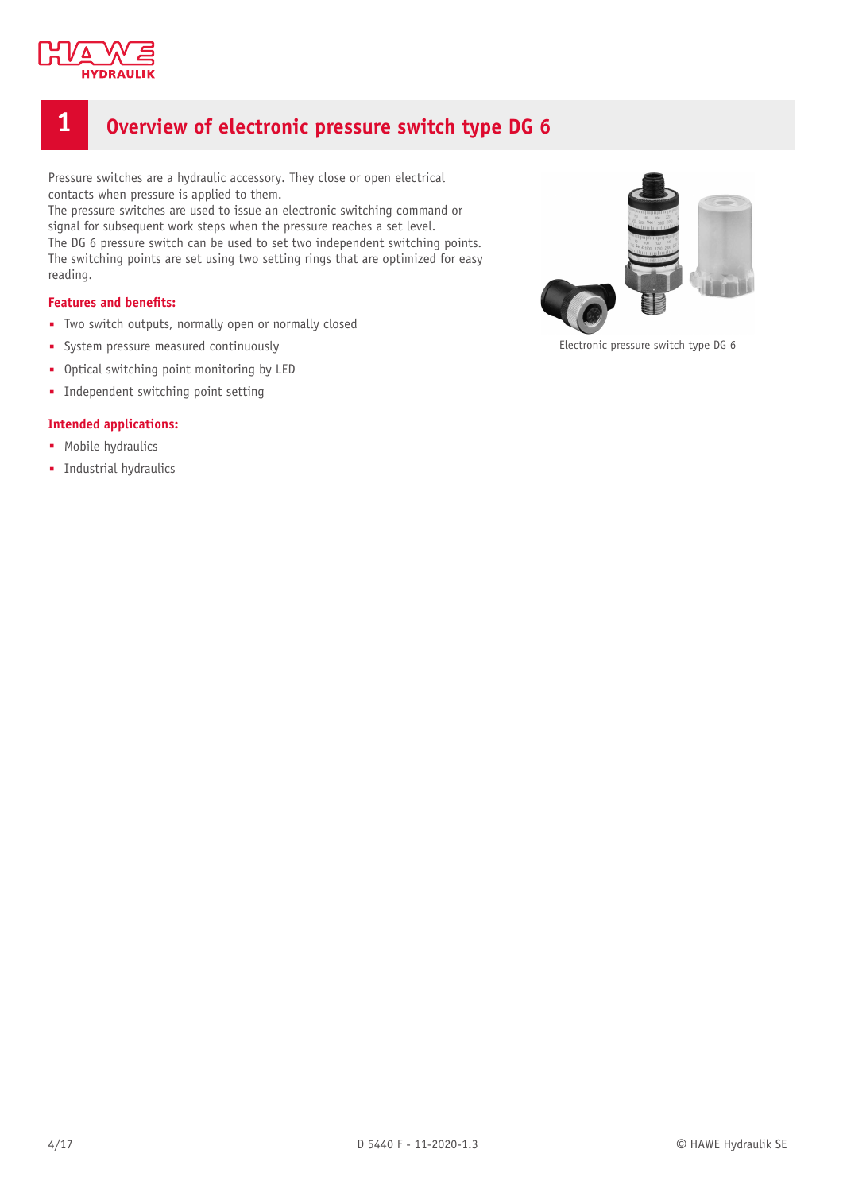# 1 Overview of electronic pressure switch type DG 6

Pressure switches are a hydraulic accessory. They close or open electrical contacts when pressure is applied to them.
The pressure switches are used to issue an electronic switching command or signal for subsequent work steps when the pressure reaches a set level.
The DG 6 pressure switch can be used to set two independent switching points. The switching points are set using two setting rings that are optimized for easy reading.

**Features and benefits:**

- Two switch outputs, normally open or normally closed
- System pressure measured continuously
- Optical switching point monitoring by LED
- Independent switching point setting

**Intended applications:**

- Mobile hydraulics
- Industrial hydraulics

Electronic pressure switch type DG 6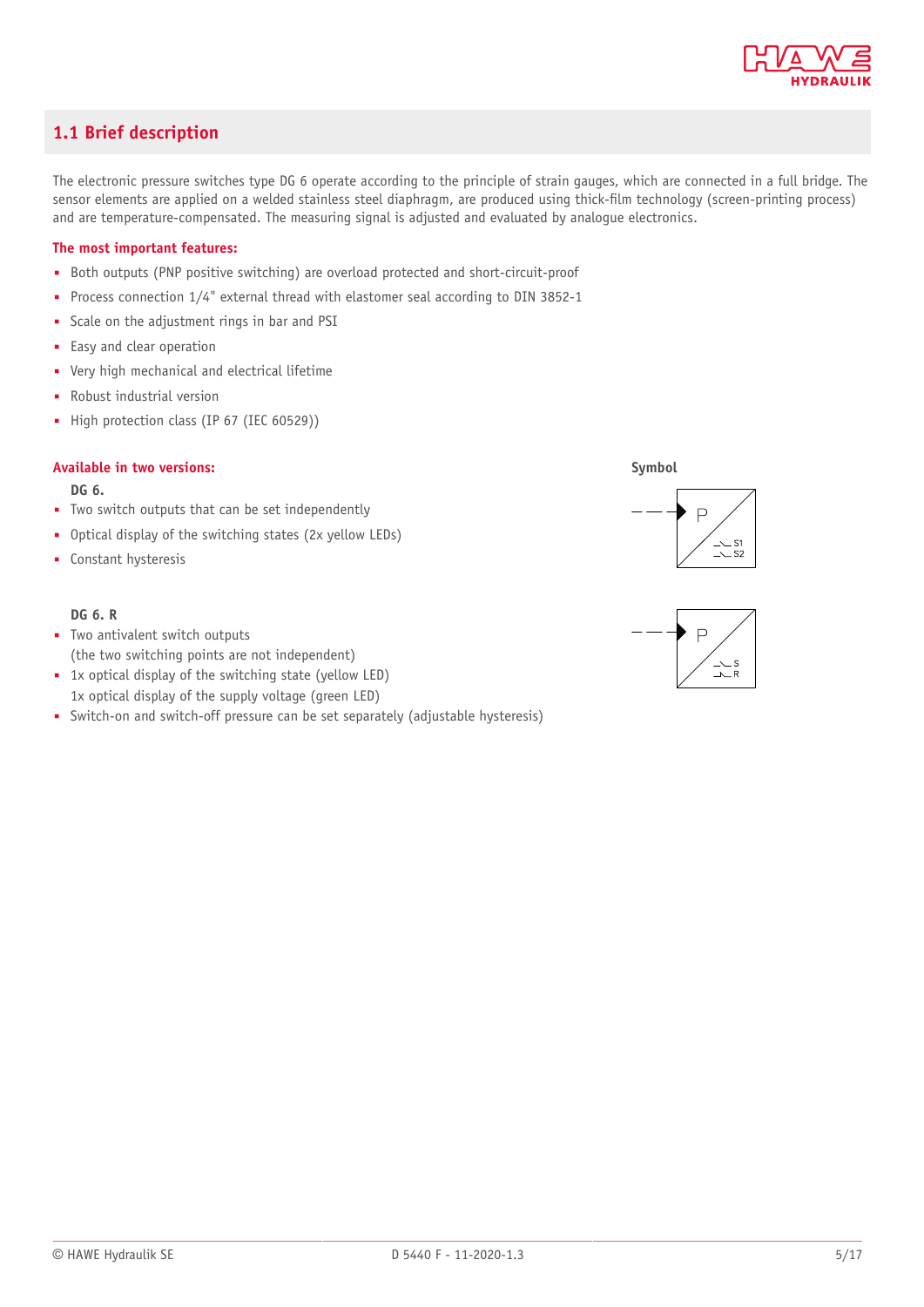## 1.1 Brief description

The electronic pressure switches type DG 6 operate according to the principle of strain gauges, which are connected in a full bridge. The sensor elements are applied on a welded stainless steel diaphragm, are produced using thick-film technology (screen-printing process) and are temperature-compensated. The measuring signal is adjusted and evaluated by analogue electronics.

**The most important features:**

- Both outputs (PNP positive switching) are overload protected and short-circuit-proof
- Process connection 1/4" external thread with elastomer seal according to DIN 3852-1
- Scale on the adjustment rings in bar and PSI
- Easy and clear operation
- Very high mechanical and electrical lifetime
- Robust industrial version
- High protection class (IP 67 (IEC 60529))

**Available in two versions:**

**DG 6.**

- Two switch outputs that can be set independently
- Optical display of the switching states (2x yellow LEDs)
- Constant hysteresis

**DG 6. R**

- Two antivalent switch outputs
  (the two switching points are not independent)
- 1x optical display of the switching state (yellow LED)
  1x optical display of the supply voltage (green LED)
- Switch-on and switch-off pressure can be set separately (adjustable hysteresis)

**Symbol**

P — S1, S2

P — S, R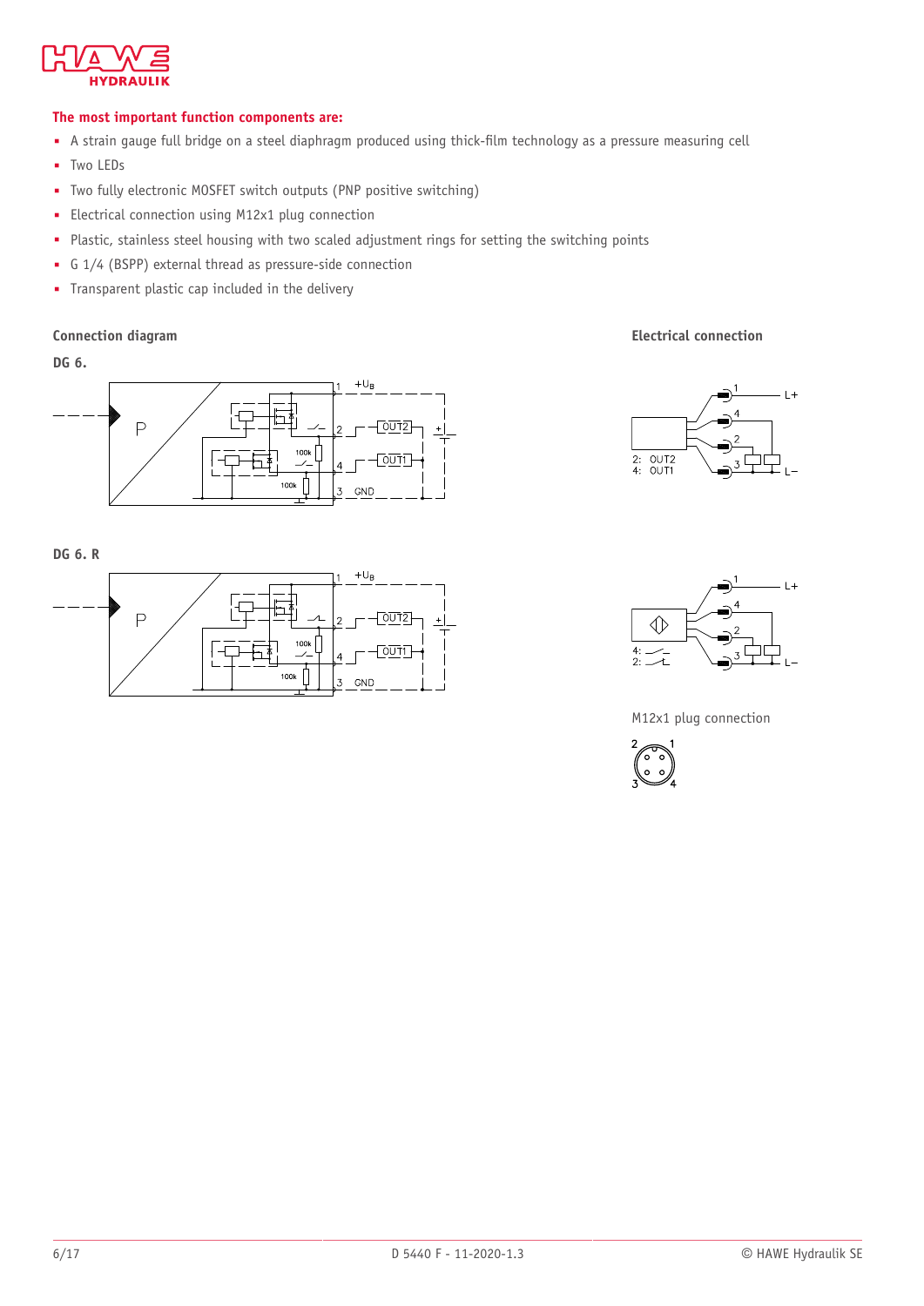**The most important function components are:**

- A strain gauge full bridge on a steel diaphragm produced using thick-film technology as a pressure measuring cell
- Two LEDs
- Two fully electronic MOSFET switch outputs (PNP positive switching)
- Electrical connection using M12x1 plug connection
- Plastic, stainless steel housing with two scaled adjustment rings for setting the switching points
- G 1/4 (BSPP) external thread as pressure-side connection
- Transparent plastic cap included in the delivery

**Connection diagram**

**DG 6.**

**DG 6. R**

**Electrical connection**

M12x1 plug connection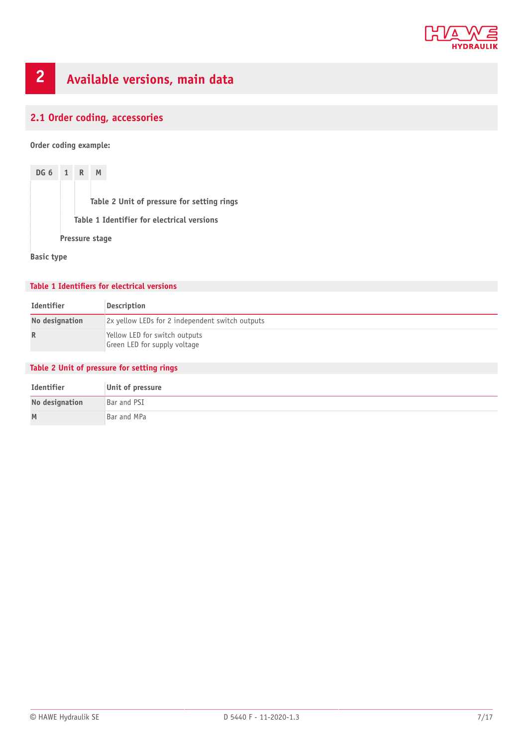# 2 Available versions, main data

## 2.1 Order coding, accessories

**Order coding example:**

| DG 6 | 1 | R | M |
|---|---|---|---|

- M: Table 2 Unit of pressure for setting rings
- R: Table 1 Identifier for electrical versions
- 1: Pressure stage
- DG 6: Basic type

### Table 1 Identifiers for electrical versions

| Identifier | Description |
|---|---|
| **No designation** | 2x yellow LEDs for 2 independent switch outputs |
| **R** | Yellow LED for switch outputs<br>Green LED for supply voltage |

### Table 2 Unit of pressure for setting rings

| Identifier | Unit of pressure |
|---|---|
| **No designation** | Bar and PSI |
| **M** | Bar and MPa |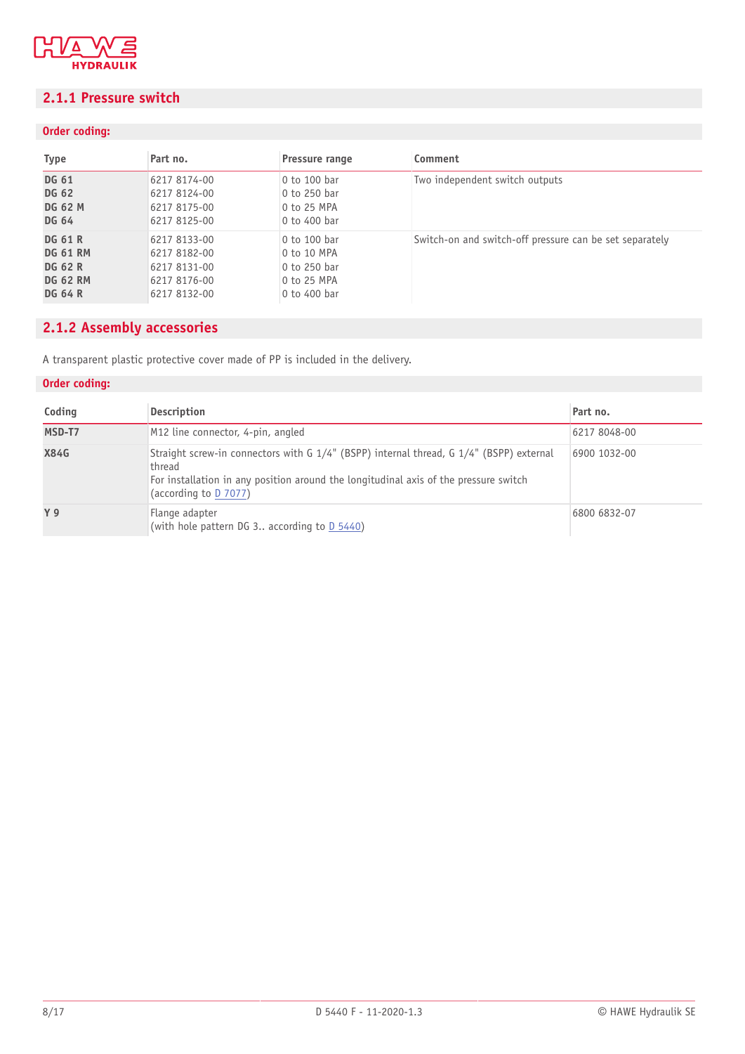## 2.1.1 Pressure switch

**Order coding:**

| Type | Part no. | Pressure range | Comment |
|---|---|---|---|
| **DG 61**<br>**DG 62**<br>**DG 62 M**<br>**DG 64** | 6217 8174-00<br>6217 8124-00<br>6217 8175-00<br>6217 8125-00 | 0 to 100 bar<br>0 to 250 bar<br>0 to 25 MPA<br>0 to 400 bar | Two independent switch outputs |
| **DG 61 R**<br>**DG 61 RM**<br>**DG 62 R**<br>**DG 62 RM**<br>**DG 64 R** | 6217 8133-00<br>6217 8182-00<br>6217 8131-00<br>6217 8176-00<br>6217 8132-00 | 0 to 100 bar<br>0 to 10 MPA<br>0 to 250 bar<br>0 to 25 MPA<br>0 to 400 bar | Switch-on and switch-off pressure can be set separately |

## 2.1.2 Assembly accessories

A transparent plastic protective cover made of PP is included in the delivery.

**Order coding:**

| Coding | Description | Part no. |
|---|---|---|
| **MSD-T7** | M12 line connector, 4-pin, angled | 6217 8048-00 |
| **X84G** | Straight screw-in connectors with G 1/4" (BSPP) internal thread, G 1/4" (BSPP) external thread<br>For installation in any position around the longitudinal axis of the pressure switch (according to D 7077) | 6900 1032-00 |
| **Y 9** | Flange adapter<br>(with hole pattern DG 3.. according to D 5440) | 6800 6832-07 |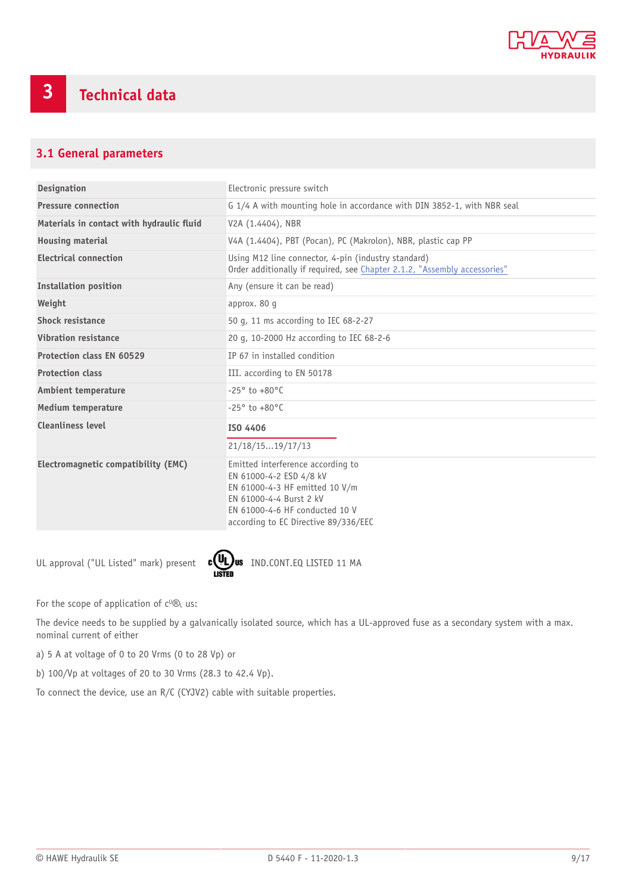# 3 Technical data

## 3.1 General parameters

| | |
|---|---|
| **Designation** | Electronic pressure switch |
| **Pressure connection** | G 1/4 A with mounting hole in accordance with DIN 3852-1, with NBR seal |
| **Materials in contact with hydraulic fluid** | V2A (1.4404), NBR |
| **Housing material** | V4A (1.4404), PBT (Pocan), PC (Makrolon), NBR, plastic cap PP |
| **Electrical connection** | Using M12 line connector, 4-pin (industry standard)<br>Order additionally if required, see Chapter 2.1.2, "Assembly accessories" |
| **Installation position** | Any (ensure it can be read) |
| **Weight** | approx. 80 g |
| **Shock resistance** | 50 g, 11 ms according to IEC 68-2-27 |
| **Vibration resistance** | 20 g, 10-2000 Hz according to IEC 68-2-6 |
| **Protection class EN 60529** | IP 67 in installed condition |
| **Protection class** | III. according to EN 50178 |
| **Ambient temperature** | -25° to +80°C |
| **Medium temperature** | -25° to +80°C |
| **Cleanliness level** | **ISO 4406**<br>21/18/15...19/17/13 |
| **Electromagnetic compatibility (EMC)** | Emitted interference according to<br>EN 61000-4-2 ESD 4/8 kV<br>EN 61000-4-3 HF emitted 10 V/m<br>EN 61000-4-4 Burst 2 kV<br>EN 61000-4-6 HF conducted 10 V<br>according to EC Directive 89/336/EEC |

UL approval ("UL Listed" mark) present c UL us LISTED IND.CONT.EQ LISTED 11 MA

For the scope of application of cUL us:

The device needs to be supplied by a galvanically isolated source, which has a UL-approved fuse as a secondary system with a max. nominal current of either

a) 5 A at voltage of 0 to 20 Vrms (0 to 28 Vp) or

b) 100/Vp at voltages of 20 to 30 Vrms (28.3 to 42.4 Vp).

To connect the device, use an R/C (CYJV2) cable with suitable properties.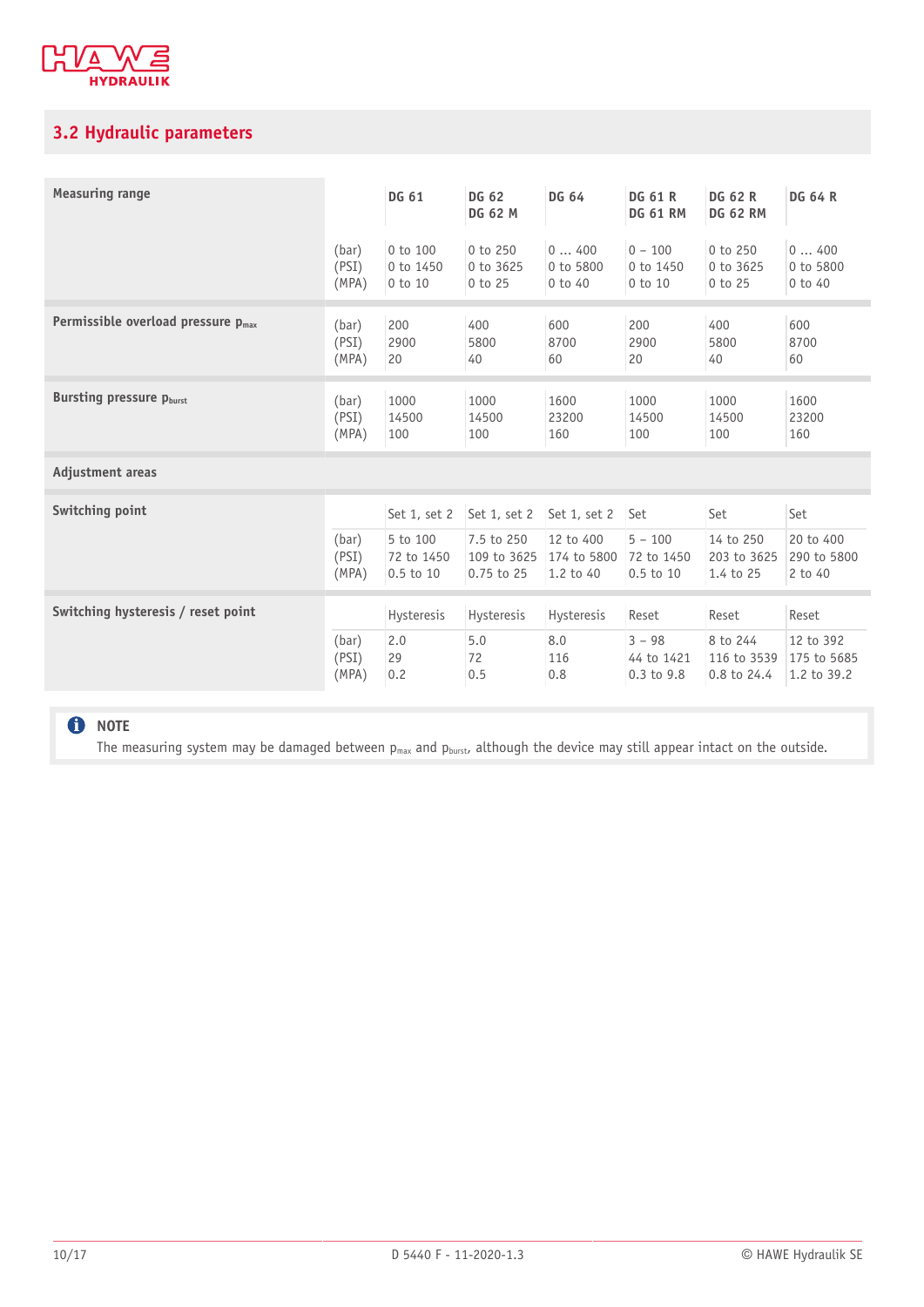## 3.2 Hydraulic parameters

| Measuring range | | DG 61 | DG 62<br>DG 62 M | DG 64 | DG 61 R<br>DG 61 RM | DG 62 R<br>DG 62 RM | DG 64 R |
|---|---|---|---|---|---|---|---|
| | (bar)<br>(PSI)<br>(MPA) | 0 to 100<br>0 to 1450<br>0 to 10 | 0 to 250<br>0 to 3625<br>0 to 25 | 0 ... 400<br>0 to 5800<br>0 to 40 | 0 – 100<br>0 to 1450<br>0 to 10 | 0 to 250<br>0 to 3625<br>0 to 25 | 0 ... 400<br>0 to 5800<br>0 to 40 |
| **Permissible overload pressure $p_{max}$** | (bar)<br>(PSI)<br>(MPA) | 200<br>2900<br>20 | 400<br>5800<br>40 | 600<br>8700<br>60 | 200<br>2900<br>20 | 400<br>5800<br>40 | 600<br>8700<br>60 |
| **Bursting pressure $p_{burst}$** | (bar)<br>(PSI)<br>(MPA) | 1000<br>14500<br>100 | 1000<br>14500<br>100 | 1600<br>23200<br>160 | 1000<br>14500<br>100 | 1000<br>14500<br>100 | 1600<br>23200<br>160 |
| **Adjustment areas** | | | | | | | |
| **Switching point** | | Set 1, set 2 | Set 1, set 2 | Set 1, set 2 | Set | Set | Set |
| | (bar)<br>(PSI)<br>(MPA) | 5 to 100<br>72 to 1450<br>0.5 to 10 | 7.5 to 250<br>109 to 3625<br>0.75 to 25 | 12 to 400<br>174 to 5800<br>1.2 to 40 | 5 – 100<br>72 to 1450<br>0.5 to 10 | 14 to 250<br>203 to 3625<br>1.4 to 25 | 20 to 400<br>290 to 5800<br>2 to 40 |
| **Switching hysteresis / reset point** | | Hysteresis | Hysteresis | Hysteresis | Reset | Reset | Reset |
| | (bar)<br>(PSI)<br>(MPA) | 2.0<br>29<br>0.2 | 5.0<br>72<br>0.5 | 8.0<br>116<br>0.8 | 3 – 98<br>44 to 1421<br>0.3 to 9.8 | 8 to 244<br>116 to 3539<br>0.8 to 24.4 | 12 to 392<br>175 to 5685<br>1.2 to 39.2 |

**NOTE**

The measuring system may be damaged between $p_{max}$ and $p_{burst}$, although the device may still appear intact on the outside.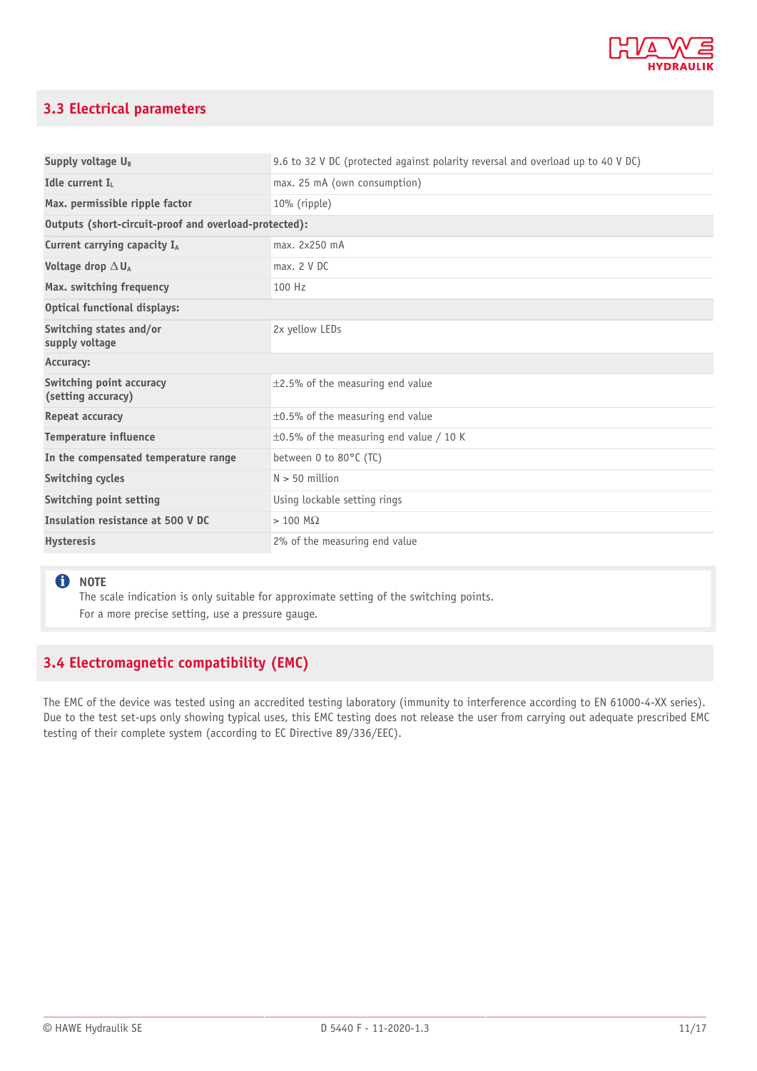## 3.3 Electrical parameters

| | |
|---|---|
| **Supply voltage $U_B$** | 9.6 to 32 V DC (protected against polarity reversal and overload up to 40 V DC) |
| **Idle current $I_L$** | max. 25 mA (own consumption) |
| **Max. permissible ripple factor** | 10% (ripple) |
| **Outputs (short-circuit-proof and overload-protected):** | |
| **Current carrying capacity $I_A$** | max. 2x250 mA |
| **Voltage drop $\Delta U_A$** | max. 2 V DC |
| **Max. switching frequency** | 100 Hz |
| **Optical functional displays:** | |
| **Switching states and/or supply voltage** | 2x yellow LEDs |
| **Accuracy:** | |
| **Switching point accuracy (setting accuracy)** | ±2.5% of the measuring end value |
| **Repeat accuracy** | ±0.5% of the measuring end value |
| **Temperature influence** | ±0.5% of the measuring end value / 10 K |
| **In the compensated temperature range** | between 0 to 80°C (TC) |
| **Switching cycles** | N > 50 million |
| **Switching point setting** | Using lockable setting rings |
| **Insulation resistance at 500 V DC** | > 100 MΩ |
| **Hysteresis** | 2% of the measuring end value |

> **NOTE**
> The scale indication is only suitable for approximate setting of the switching points.
> For a more precise setting, use a pressure gauge.

## 3.4 Electromagnetic compatibility (EMC)

The EMC of the device was tested using an accredited testing laboratory (immunity to interference according to EN 61000-4-XX series). Due to the test set-ups only showing typical uses, this EMC testing does not release the user from carrying out adequate prescribed EMC testing of their complete system (according to EC Directive 89/336/EEC).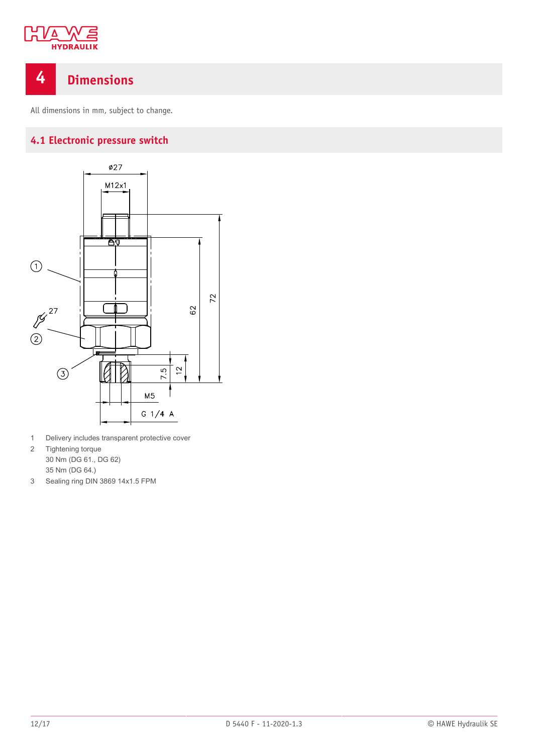# 4 Dimensions

All dimensions in mm, subject to change.

## 4.1 Electronic pressure switch

1 Delivery includes transparent protective cover
2 Tightening torque
30 Nm (DG 61., DG 62)
35 Nm (DG 64.)
3 Sealing ring DIN 3869 14x1.5 FPM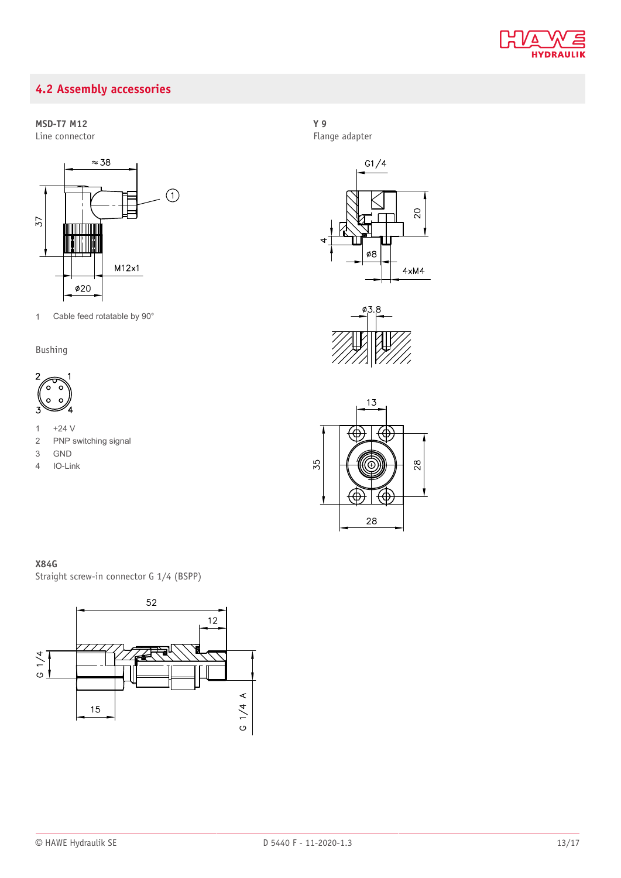## 4.2 Assembly accessories

**MSD-T7 M12**
Line connector

1 Cable feed rotatable by 90°

Bushing

1 +24 V
2 PNP switching signal
3 GND
4 IO-Link

**Y 9**
Flange adapter

**X84G**
Straight screw-in connector G 1/4 (BSPP)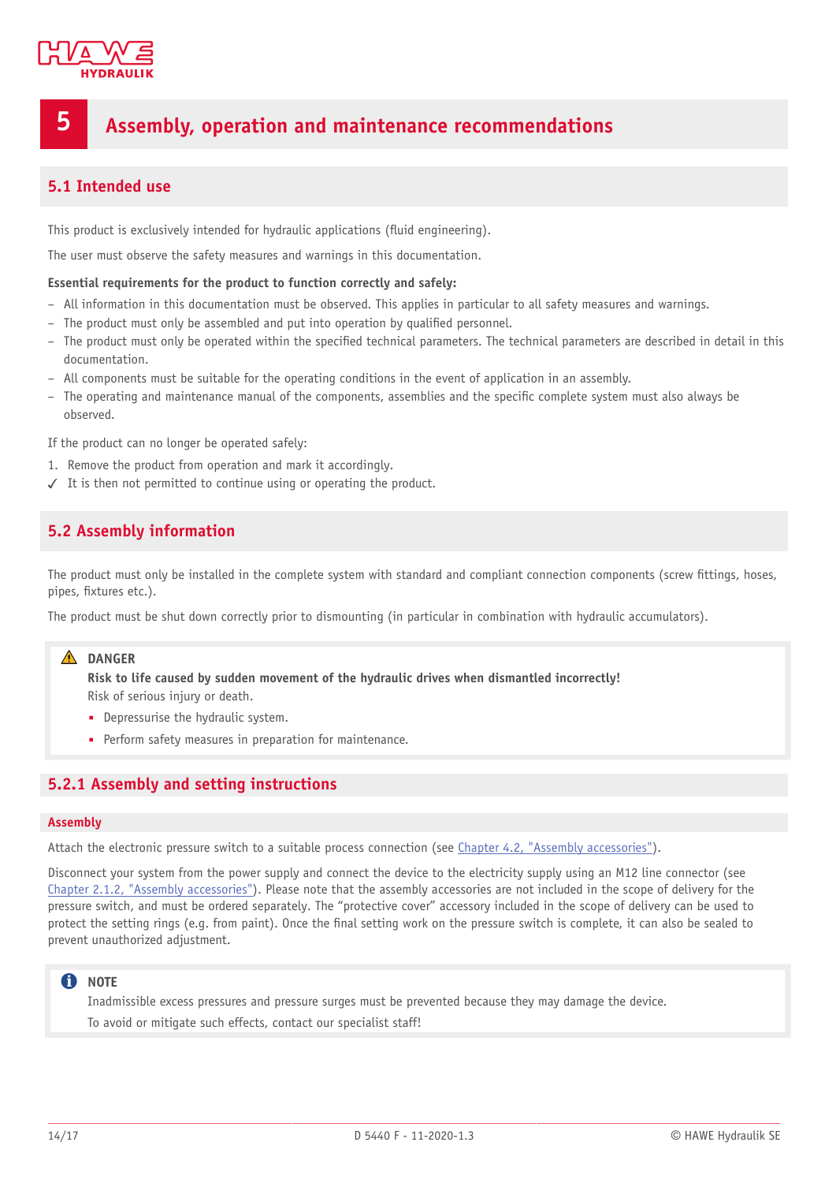# 5 Assembly, operation and maintenance recommendations

## 5.1 Intended use

This product is exclusively intended for hydraulic applications (fluid engineering).

The user must observe the safety measures and warnings in this documentation.

**Essential requirements for the product to function correctly and safely:**

- All information in this documentation must be observed. This applies in particular to all safety measures and warnings.
- The product must only be assembled and put into operation by qualified personnel.
- The product must only be operated within the specified technical parameters. The technical parameters are described in detail in this documentation.
- All components must be suitable for the operating conditions in the event of application in an assembly.
- The operating and maintenance manual of the components, assemblies and the specific complete system must also always be observed.

If the product can no longer be operated safely:

1. Remove the product from operation and mark it accordingly.

✓ It is then not permitted to continue using or operating the product.

## 5.2 Assembly information

The product must only be installed in the complete system with standard and compliant connection components (screw fittings, hoses, pipes, fixtures etc.).

The product must be shut down correctly prior to dismounting (in particular in combination with hydraulic accumulators).

> ⚠ **DANGER**
>
> **Risk to life caused by sudden movement of the hydraulic drives when dismantled incorrectly!**
>
> Risk of serious injury or death.
>
> - Depressurise the hydraulic system.
> - Perform safety measures in preparation for maintenance.

### 5.2.1 Assembly and setting instructions

#### Assembly

Attach the electronic pressure switch to a suitable process connection (see Chapter 4.2, "Assembly accessories").

Disconnect your system from the power supply and connect the device to the electricity supply using an M12 line connector (see Chapter 2.1.2, "Assembly accessories"). Please note that the assembly accessories are not included in the scope of delivery for the pressure switch, and must be ordered separately. The "protective cover" accessory included in the scope of delivery can be used to protect the setting rings (e.g. from paint). Once the final setting work on the pressure switch is complete, it can also be sealed to prevent unauthorized adjustment.

> **NOTE**
>
> Inadmissible excess pressures and pressure surges must be prevented because they may damage the device.
>
> To avoid or mitigate such effects, contact our specialist staff!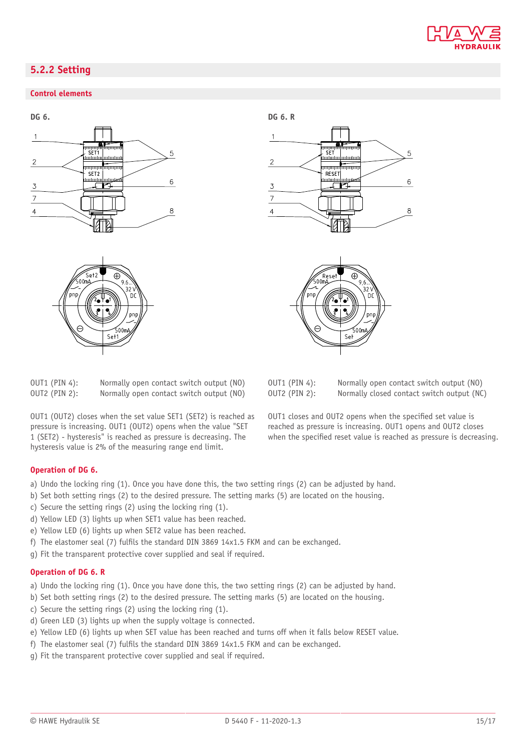## 5.2.2 Setting

### Control elements

**DG 6.**

| | |
|---|---|
| OUT1 (PIN 4): | Normally open contact switch output (NO) |
| OUT2 (PIN 2): | Normally open contact switch output (NO) |

OUT1 (OUT2) closes when the set value SET1 (SET2) is reached as pressure is increasing. OUT1 (OUT2) opens when the value "SET 1 (SET2) - hysteresis" is reached as pressure is decreasing. The hysteresis value is 2% of the measuring range end limit.

**DG 6. R**

| | |
|---|---|
| OUT1 (PIN 4): | Normally open contact switch output (NO) |
| OUT2 (PIN 2): | Normally closed contact switch output (NC) |

OUT1 closes and OUT2 opens when the specified set value is reached as pressure is increasing. OUT1 opens and OUT2 closes when the specified reset value is reached as pressure is decreasing.

### Operation of DG 6.

a) Undo the locking ring (1). Once you have done this, the two setting rings (2) can be adjusted by hand.
b) Set both setting rings (2) to the desired pressure. The setting marks (5) are located on the housing.
c) Secure the setting rings (2) using the locking ring (1).
d) Yellow LED (3) lights up when SET1 value has been reached.
e) Yellow LED (6) lights up when SET2 value has been reached.
f) The elastomer seal (7) fulfils the standard DIN 3869 14x1.5 FKM and can be exchanged.
g) Fit the transparent protective cover supplied and seal if required.

### Operation of DG 6. R

a) Undo the locking ring (1). Once you have done this, the two setting rings (2) can be adjusted by hand.
b) Set both setting rings (2) to the desired pressure. The setting marks (5) are located on the housing.
c) Secure the setting rings (2) using the locking ring (1).
d) Green LED (3) lights up when the supply voltage is connected.
e) Yellow LED (6) lights up when SET value has been reached and turns off when it falls below RESET value.
f) The elastomer seal (7) fulfils the standard DIN 3869 14x1.5 FKM and can be exchanged.
g) Fit the transparent protective cover supplied and seal if required.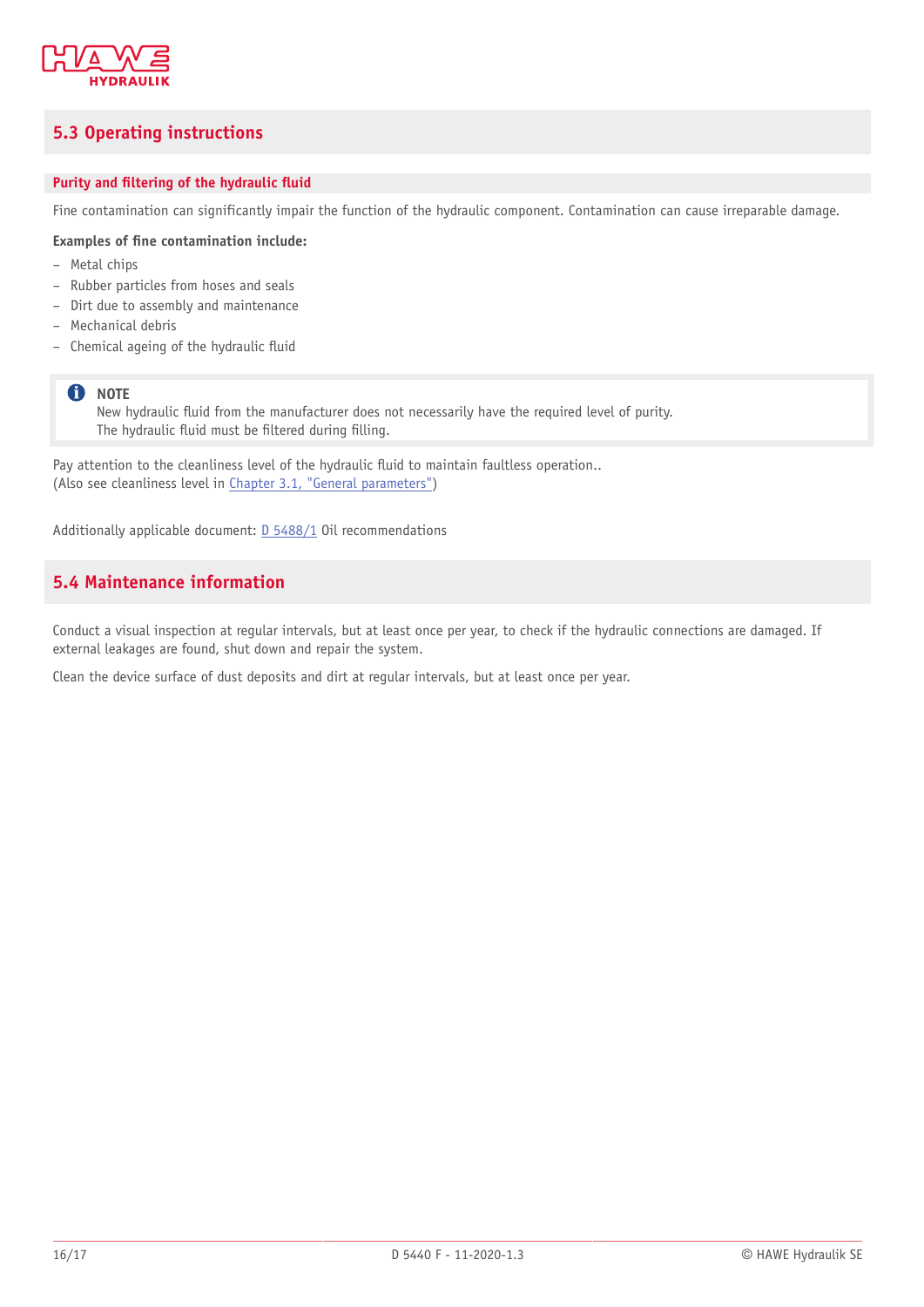## 5.3 Operating instructions

### Purity and filtering of the hydraulic fluid

Fine contamination can significantly impair the function of the hydraulic component. Contamination can cause irreparable damage.

**Examples of fine contamination include:**

- Metal chips
- Rubber particles from hoses and seals
- Dirt due to assembly and maintenance
- Mechanical debris
- Chemical ageing of the hydraulic fluid

> **NOTE**
> New hydraulic fluid from the manufacturer does not necessarily have the required level of purity.
> The hydraulic fluid must be filtered during filling.

Pay attention to the cleanliness level of the hydraulic fluid to maintain faultless operation..
(Also see cleanliness level in Chapter 3.1, "General parameters")

Additionally applicable document: D 5488/1 Oil recommendations

## 5.4 Maintenance information

Conduct a visual inspection at regular intervals, but at least once per year, to check if the hydraulic connections are damaged. If external leakages are found, shut down and repair the system.

Clean the device surface of dust deposits and dirt at regular intervals, but at least once per year.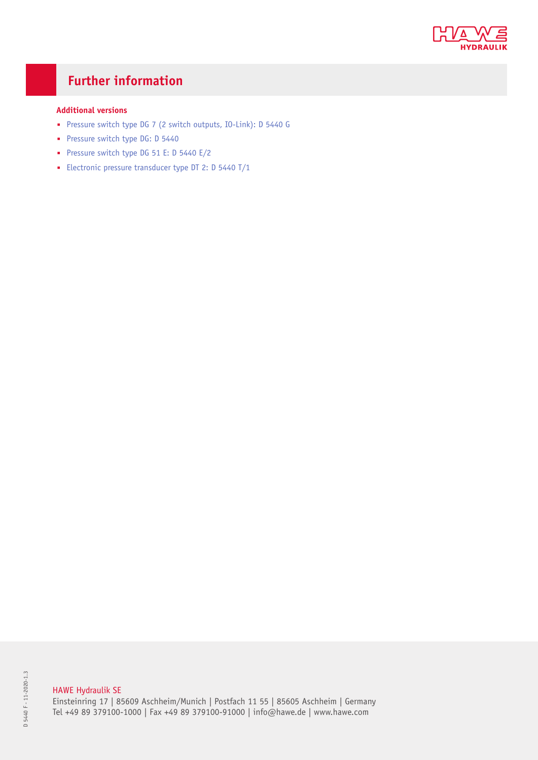# Further information

### Additional versions

- Pressure switch type DG 7 (2 switch outputs, IO-Link): D 5440 G
- Pressure switch type DG: D 5440
- Pressure switch type DG 51 E: D 5440 E/2
- Electronic pressure transducer type DT 2: D 5440 T/1

HAWE Hydraulik SE
Einsteinring 17 | 85609 Aschheim/Munich | Postfach 11 55 | 85605 Aschheim | Germany
Tel +49 89 379100-1000 | Fax +49 89 379100-91000 | info@hawe.de | www.hawe.com

D 5440 F - 11-2020-1.3